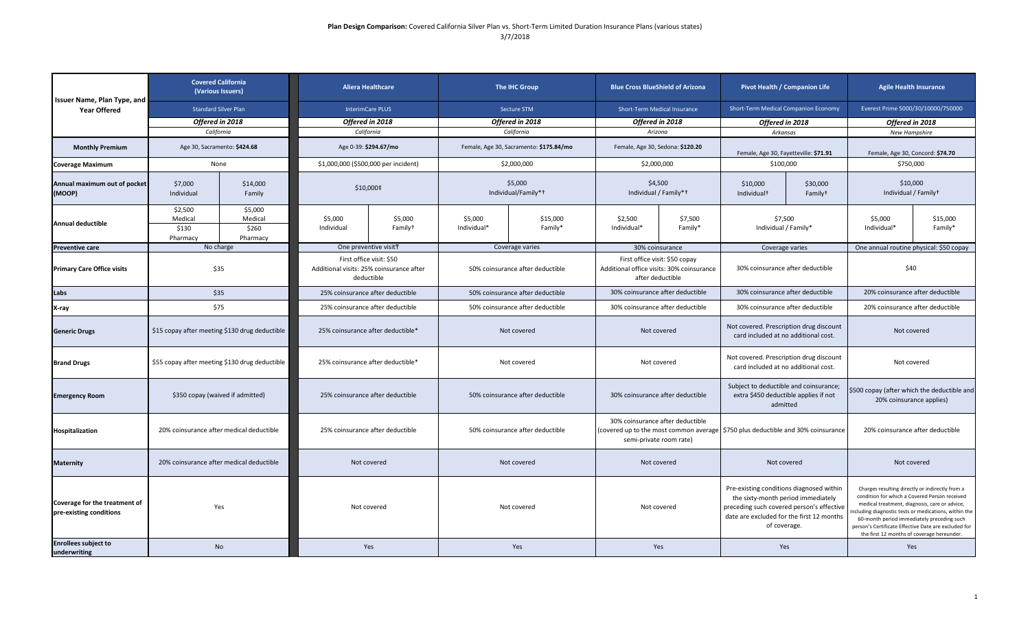**Plan Design Comparison:** Covered California Silver Plan vs. Short-Term Limited Duration Insurance Plans (various states)

3/7/2018

| Issuer Name, Plan Type, and Year Offered | Covered California (Various Issuers) | | Aliera Healthcare | | The IHC Group | | Blue Cross BlueShield of Arizona | | Pivot Health / Companion Life | | Agile Health Insurance | |
|---|---|---|---|---|---|---|---|---|---|---|---|---|
| | Standard Silver Plan | | InterimCare PLUS | | Secture STM | | Short-Term Medical Insurance | | Short-Term Medical Companion Economy | | Everest Prime 5000/30/10000/750000 | |
| | *Offered in 2018* | | *Offered in 2018* | | *Offered in 2018* | | *Offered in 2018* | | *Offered in 2018* | | *Offered in 2018* | |
| | *California* | | *California* | | *California* | | *Arizona* | | *Arkansas* | | *New Hampshire* | |
| **Monthly Premium** | Age 30, Sacramento: **$424.68** | | Age 0-39: **$294.67/mo** | | Female, Age 30, Sacramento: **$175.84/mo** | | Female, Age 30, Sedona: **$120.20** | | Female, Age 30, Fayetteville: **$71.91** | | Female, Age 30, Concord: **$74.70** | |
| **Coverage Maximum** | None | | $1,000,000 ($500,000 per incident) | | $2,000,000 | | $2,000,000 | | $100,000 | | $750,000 | |
| **Annual maximum out of pocket (MOOP)** | $7,000 Individual | $14,000 Family | $10,000‡ | | $5,000 Individual/Family*† | | $4,500 Individual / Family*† | | $10,000 Individual† | $30,000 Family† | $10,000 Individual / Family† | |
| **Annual deductible** | $2,500 Medical $130 Pharmacy | $5,000 Medical $260 Pharmacy | $5,000 Individual | $5,000 Family† | $5,000 Individual* | $15,000 Family* | $2,500 Individual* | $7,500 Family* | $7,500 Individual / Family* | | $5,000 Individual* | $15,000 Family* |
| **Preventive care** | No charge | | One preventive visit₸ | | Coverage varies | | 30% coinsurance | | Coverage varies | | One annual routine physical: $50 copay | |
| **Primary Care Office visits** | $35 | | First office visit: $50 Additional visits: 25% coinsurance after deductible | | 50% coinsurance after deductible | | First office visit: $50 copay Additional office visits: 30% coinsurance after deductible | | 30% coinsurance after deductible | | $40 | |
| **Labs** | $35 | | 25% coinsurance after deductible | | 50% coinsurance after deductible | | 30% coinsurance after deductible | | 30% coinsurance after deductible | | 20% coinsurance after deductible | |
| **X-ray** | $75 | | 25% coinsurance after deductible | | 50% coinsurance after deductible | | 30% coinsurance after deductible | | 30% coinsurance after deductible | | 20% coinsurance after deductible | |
| **Generic Drugs** | $15 copay after meeting $130 drug deductible | | 25% coinsurance after deductible* | | Not covered | | Not covered | | Not covered. Prescription drug discount card included at no additional cost. | | Not covered | |
| **Brand Drugs** | $55 copay after meeting $130 drug deductible | | 25% coinsurance after deductible* | | Not covered | | Not covered | | Not covered. Prescription drug discount card included at no additional cost. | | Not covered | |
| **Emergency Room** | $350 copay (waived if admitted) | | 25% coinsurance after deductible | | 50% coinsurance after deductible | | 30% coinsurance after deductible | | Subject to deductible and coinsurance; extra $450 deductible applies if not admitted | | $500 copay (after which the deductible and 20% coinsurance applies) | |
| **Hospitalization** | 20% coinsurance after medical deductible | | 25% coinsurance after deductible | | 50% coinsurance after deductible | | 30% coinsurance after deductible (covered up to the most common average semi-private room rate) | | $750 plus deductible and 30% coinsurance | | 20% coinsurance after deductible | |
| **Maternity** | 20% coinsurance after medical deductible | | Not covered | | Not covered | | Not covered | | Not covered | | Not covered | |
| **Coverage for the treatment of pre-existing conditions** | Yes | | Not covered | | Not covered | | Not covered | | Pre-existing conditions diagnosed within the sixty-month period immediately preceding such covered person's effective date are excluded for the first 12 months of coverage. | | Charges resulting directly or indirectly from a condition for which a Covered Person received medical treatment, diagnosis, care or advice, including diagnostic tests or medications, within the 60-month period immediately preceding such person's Certificate Effective Date are excluded for the first 12 months of coverage hereunder. | |
| **Enrollees subject to underwriting** | No | | Yes | | Yes | | Yes | | Yes | | Yes | |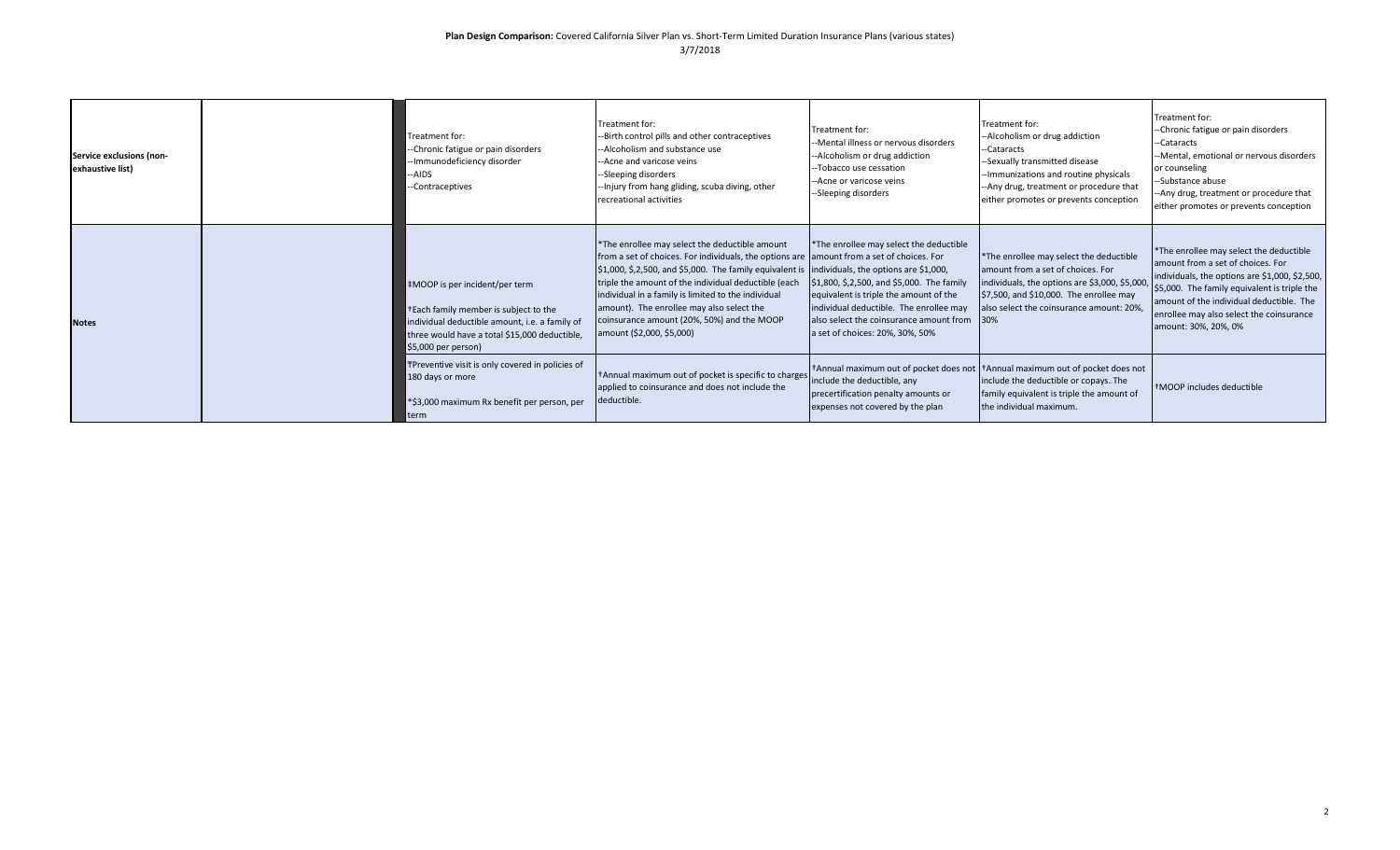**Plan Design Comparison:** Covered California Silver Plan vs. Short-Term Limited Duration Insurance Plans (various states)
3/7/2018

| | | | | | | |
|---|---|---|---|---|---|---|
| **Service exclusions (non-exhaustive list)** | | Treatment for:<br>--Chronic fatigue or pain disorders<br>--Immunodeficiency disorder<br>--AIDS<br>--Contraceptives | Treatment for:<br>--Birth control pills and other contraceptives<br>--Alcoholism and substance use<br>--Acne and varicose veins<br>--Sleeping disorders<br>--Injury from hang gliding, scuba diving, other recreational activities | Treatment for:<br>--Mental illness or nervous disorders<br>--Alcoholism or drug addiction<br>--Tobacco use cessation<br>--Acne or varicose veins<br>--Sleeping disorders | Treatment for:<br>--Alcoholism or drug addiction<br>--Cataracts<br>--Sexually transmitted disease<br>--Immunizations and routine physicals<br>--Any drug, treatment or procedure that either promotes or prevents conception | Treatment for:<br>--Chronic fatigue or pain disorders<br>--Cataracts<br>--Mental, emotional or nervous disorders or counseling<br>--Substance abuse<br>--Any drug, treatment or procedure that either promotes or prevents conception |
| **Notes** | | ‡MOOP is per incident/per term<br><br>†Each family member is subject to the individual deductible amount, i.e. a family of three would have a total $15,000 deductible, $5,000 per person) | *The enrollee may select the deductible amount from a set of choices. For individuals, the options are $1,000, $,2,500, and $5,000. The family equivalent is triple the amount of the individual deductible (each individual in a family is limited to the individual amount). The enrollee may also select the coinsurance amount (20%, 50%) and the MOOP amount ($2,000, $5,000) | *The enrollee may select the deductible amount from a set of choices. For individuals, the options are $1,000, $1,800, $,2,500, and $5,000. The family equivalent is triple the amount of the individual deductible. The enrollee may also select the coinsurance amount from a set of choices: 20%, 30%, 50% | *The enrollee may select the deductible amount from a set of choices. For individuals, the options are $3,000, $5,000, $7,500, and $10,000. The enrollee may also select the coinsurance amount: 20%, 30% | *The enrollee may select the deductible amount from a set of choices. For individuals, the options are $1,000, $2,500, $5,000. The family equivalent is triple the amount of the individual deductible. The enrollee may also select the coinsurance amount: 30%, 20%, 0% |
| | | ₸Preventive visit is only covered in policies of 180 days or more<br><br>*$3,000 maximum Rx benefit per person, per term | †Annual maximum out of pocket is specific to charges applied to coinsurance and does not include the deductible. | †Annual maximum out of pocket does not include the deductible, any precertification penalty amounts or expenses not covered by the plan | †Annual maximum out of pocket does not include the deductible or copays. The family equivalent is triple the amount of the individual maximum. | †MOOP includes deductible |